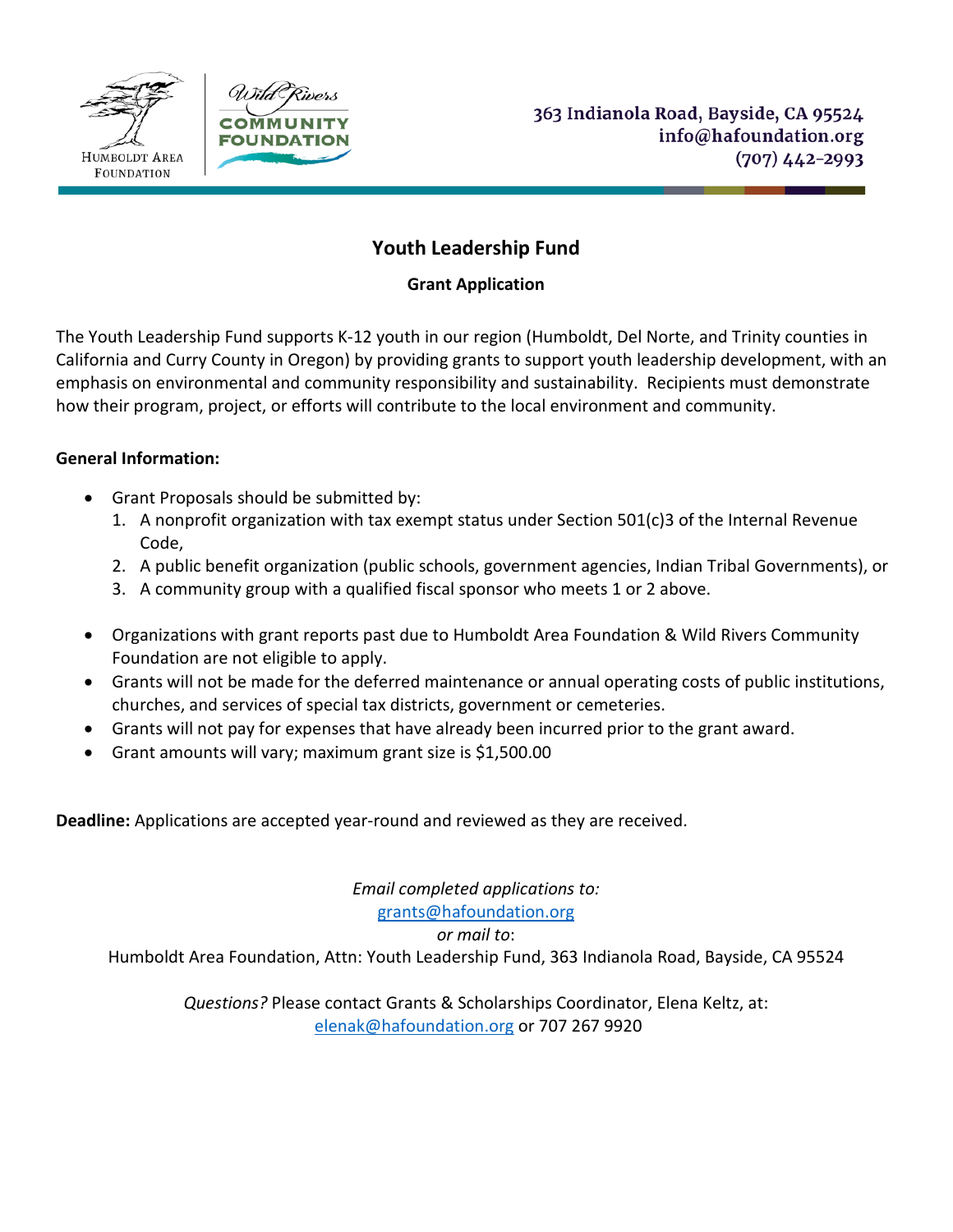Humboldt Area Foundation | Wild Rivers Community Foundation

363 Indianola Road, Bayside, CA 95524
info@hafoundation.org
(707) 442-2993

# Youth Leadership Fund

## Grant Application

The Youth Leadership Fund supports K-12 youth in our region (Humboldt, Del Norte, and Trinity counties in California and Curry County in Oregon) by providing grants to support youth leadership development, with an emphasis on environmental and community responsibility and sustainability. Recipients must demonstrate how their program, project, or efforts will contribute to the local environment and community.

**General Information:**

- Grant Proposals should be submitted by:
  1. A nonprofit organization with tax exempt status under Section 501(c)3 of the Internal Revenue Code,
  2. A public benefit organization (public schools, government agencies, Indian Tribal Governments), or
  3. A community group with a qualified fiscal sponsor who meets 1 or 2 above.

- Organizations with grant reports past due to Humboldt Area Foundation & Wild Rivers Community Foundation are not eligible to apply.
- Grants will not be made for the deferred maintenance or annual operating costs of public institutions, churches, and services of special tax districts, government or cemeteries.
- Grants will not pay for expenses that have already been incurred prior to the grant award.
- Grant amounts will vary; maximum grant size is $1,500.00

**Deadline:** Applications are accepted year-round and reviewed as they are received.

*Email completed applications to:*
grants@hafoundation.org
*or mail to*:
Humboldt Area Foundation, Attn: Youth Leadership Fund, 363 Indianola Road, Bayside, CA 95524

*Questions?* Please contact Grants & Scholarships Coordinator, Elena Keltz, at:
elenak@hafoundation.org or 707 267 9920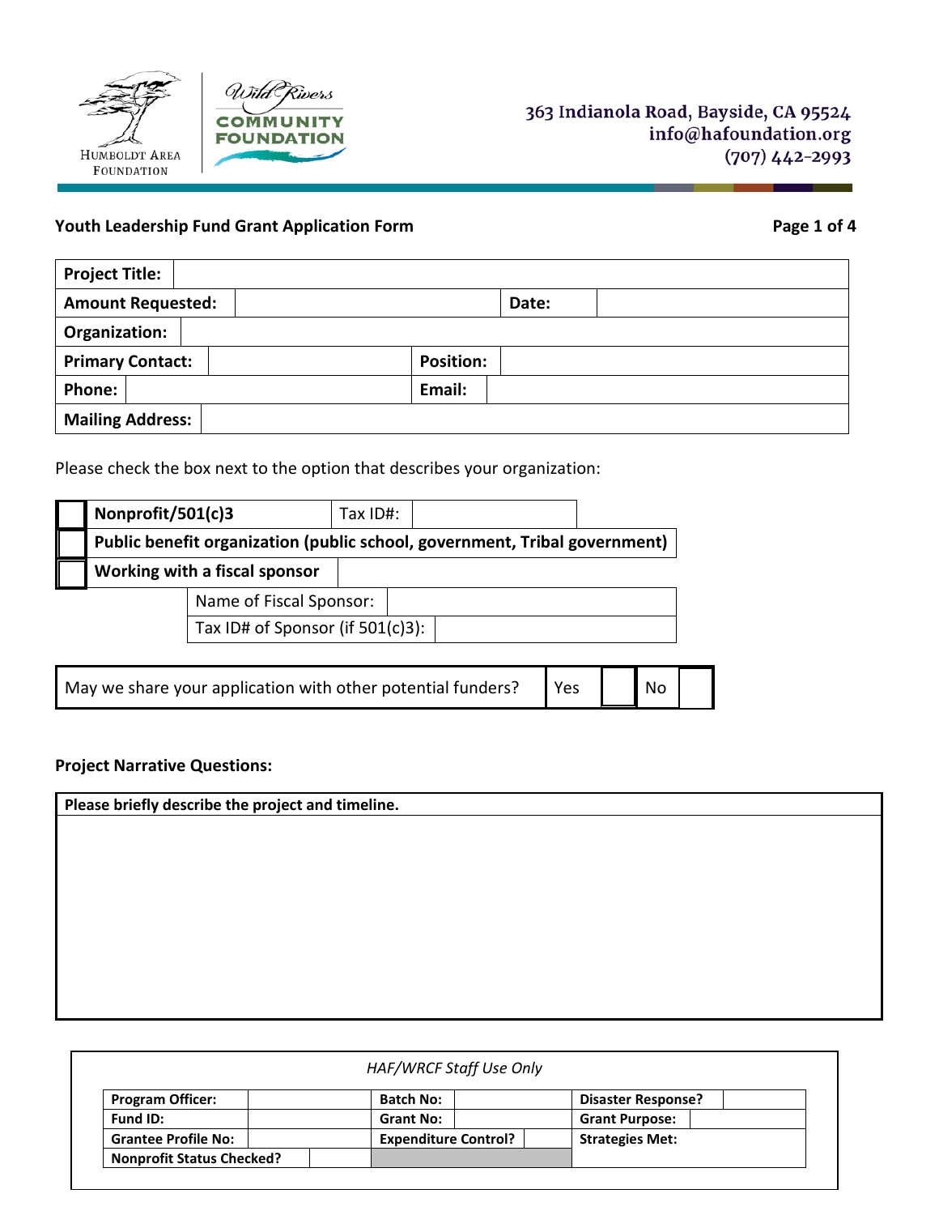Humboldt Area Foundation | Wild Rivers Community Foundation

363 Indianola Road, Bayside, CA 95524
info@hafoundation.org
(707) 442-2993

## Youth Leadership Fund Grant Application Form

| Project Title: | | | |
|---|---|---|---|
| Amount Requested: | | Date: | |
| Organization: | | | |
| Primary Contact: | | Position: | |
| Phone: | | Email: | |
| Mailing Address: | | | |

Please check the box next to the option that describes your organization:

| | | | |
|---|---|---|---|
| ☐ | **Nonprofit/501(c)3** | Tax ID#: | |
| ☐ | **Public benefit organization (public school, government, Tribal government)** | | |
| ☐ | **Working with a fiscal sponsor** | | |
| | | Name of Fiscal Sponsor: | |
| | | Tax ID# of Sponsor (if 501(c)3): | |

| May we share your application with other potential funders? | Yes | ☐ | No | ☐ |
|---|---|---|---|---|

**Project Narrative Questions:**

| **Please briefly describe the project and timeline.** |
|---|
| |

*HAF/WRCF Staff Use Only*

| **Program Officer:** | | **Batch No:** | | **Disaster Response?** | |
|---|---|---|---|---|---|
| **Fund ID:** | | **Grant No:** | | **Grant Purpose:** | |
| **Grantee Profile No:** | | **Expenditure Control?** | | **Strategies Met:** | |
| **Nonprofit Status Checked?** | | | | | |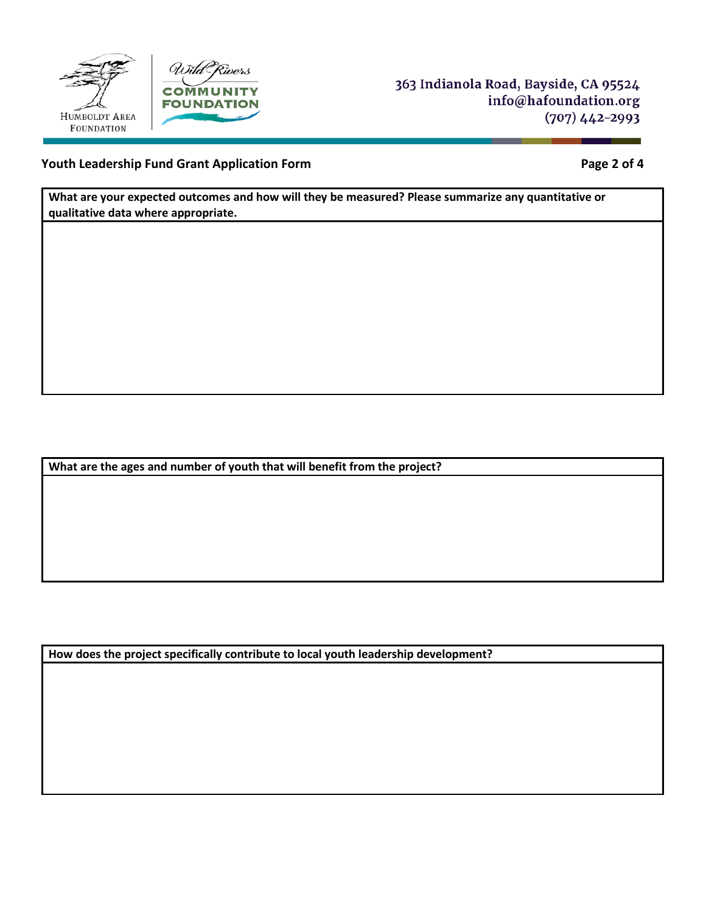**Youth Leadership Fund Grant Application Form**

| What are your expected outcomes and how will they be measured? Please summarize any quantitative or qualitative data where appropriate. |
| --- |
| |

| What are the ages and number of youth that will benefit from the project? |
| --- |
| |

| How does the project specifically contribute to local youth leadership development? |
| --- |
| |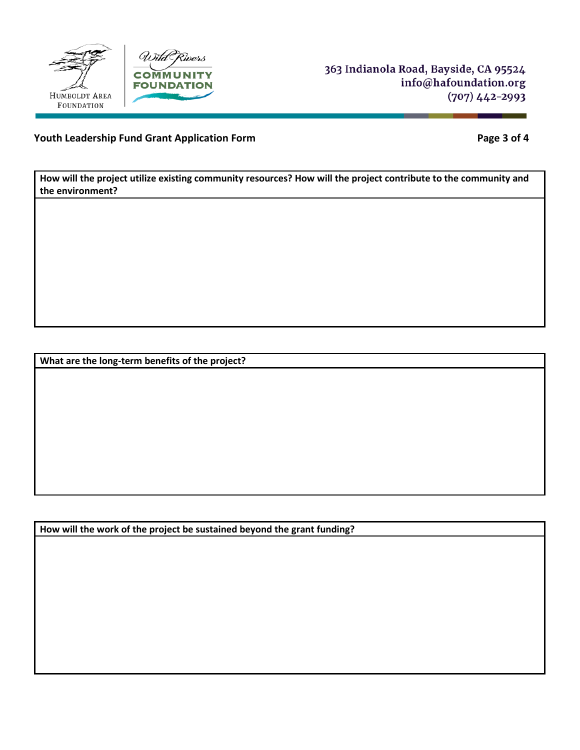**How will the project utilize existing community resources? How will the project contribute to the community and the environment?**

**What are the long-term benefits of the project?**

**How will the work of the project be sustained beyond the grant funding?**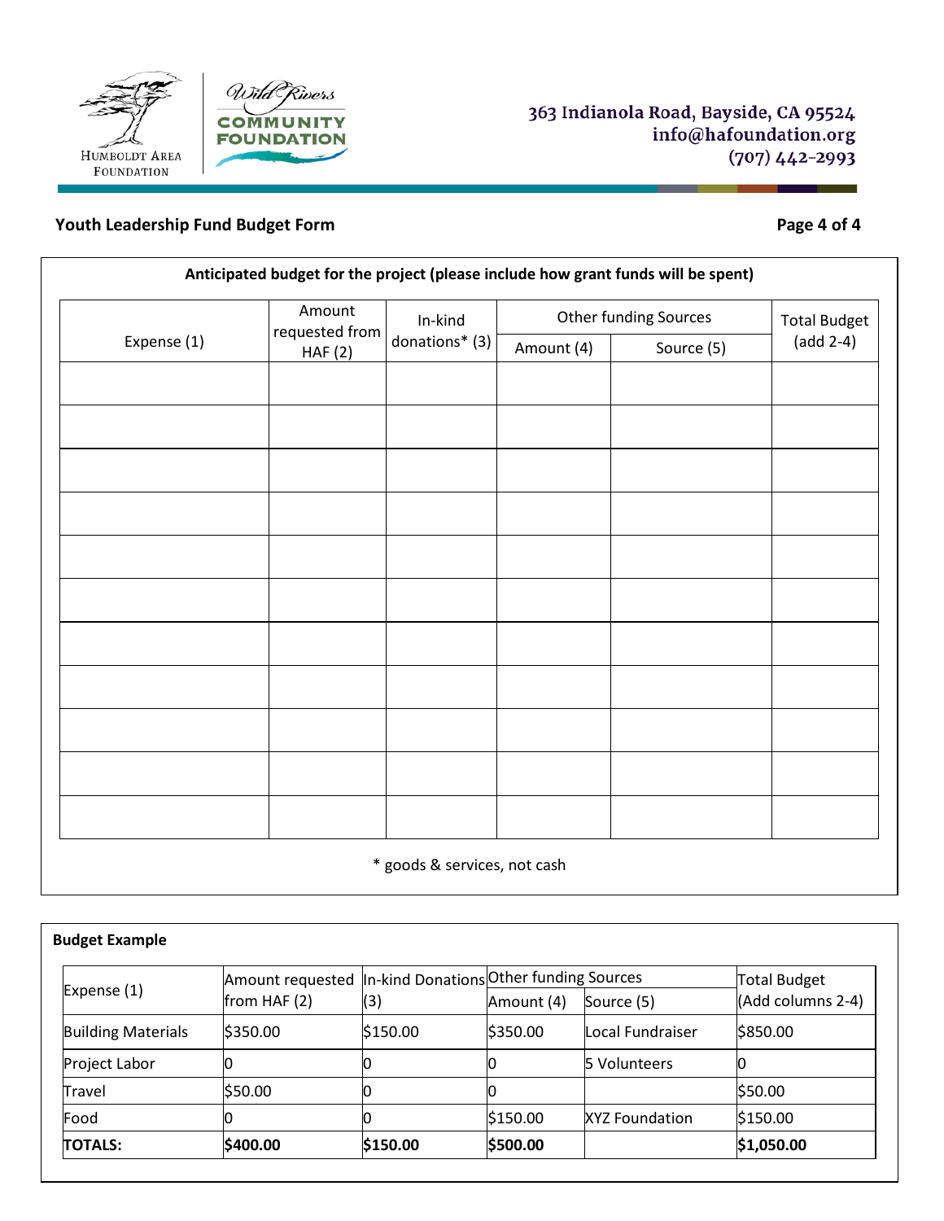363 Indianola Road, Bayside, CA 95524
info@hafoundation.org
(707) 442-2993

## Youth Leadership Fund Budget Form

**Anticipated budget for the project (please include how grant funds will be spent)**

| Expense (1) | Amount requested from HAF (2) | In-kind donations* (3) | Other funding Sources | | Total Budget (add 2-4) |
|---|---|---|---|---|---|
| | | | Amount (4) | Source (5) | |
| | | | | | |
| | | | | | |
| | | | | | |
| | | | | | |
| | | | | | |
| | | | | | |
| | | | | | |
| | | | | | |
| | | | | | |
| | | | | | |
| | | | | | |

\* goods & services, not cash

**Budget Example**

| Expense (1) | Amount requested from HAF (2) | In-kind Donations (3) | Other funding Sources | | Total Budget (Add columns 2-4) |
|---|---|---|---|---|---|
| | | | Amount (4) | Source (5) | |
| Building Materials | $350.00 | $150.00 | $350.00 | Local Fundraiser | $850.00 |
| Project Labor | 0 | 0 | 0 | 5 Volunteers | 0 |
| Travel | $50.00 | 0 | 0 | | $50.00 |
| Food | 0 | 0 | $150.00 | XYZ Foundation | $150.00 |
| **TOTALS:** | **$400.00** | **$150.00** | **$500.00** | | **$1,050.00** |